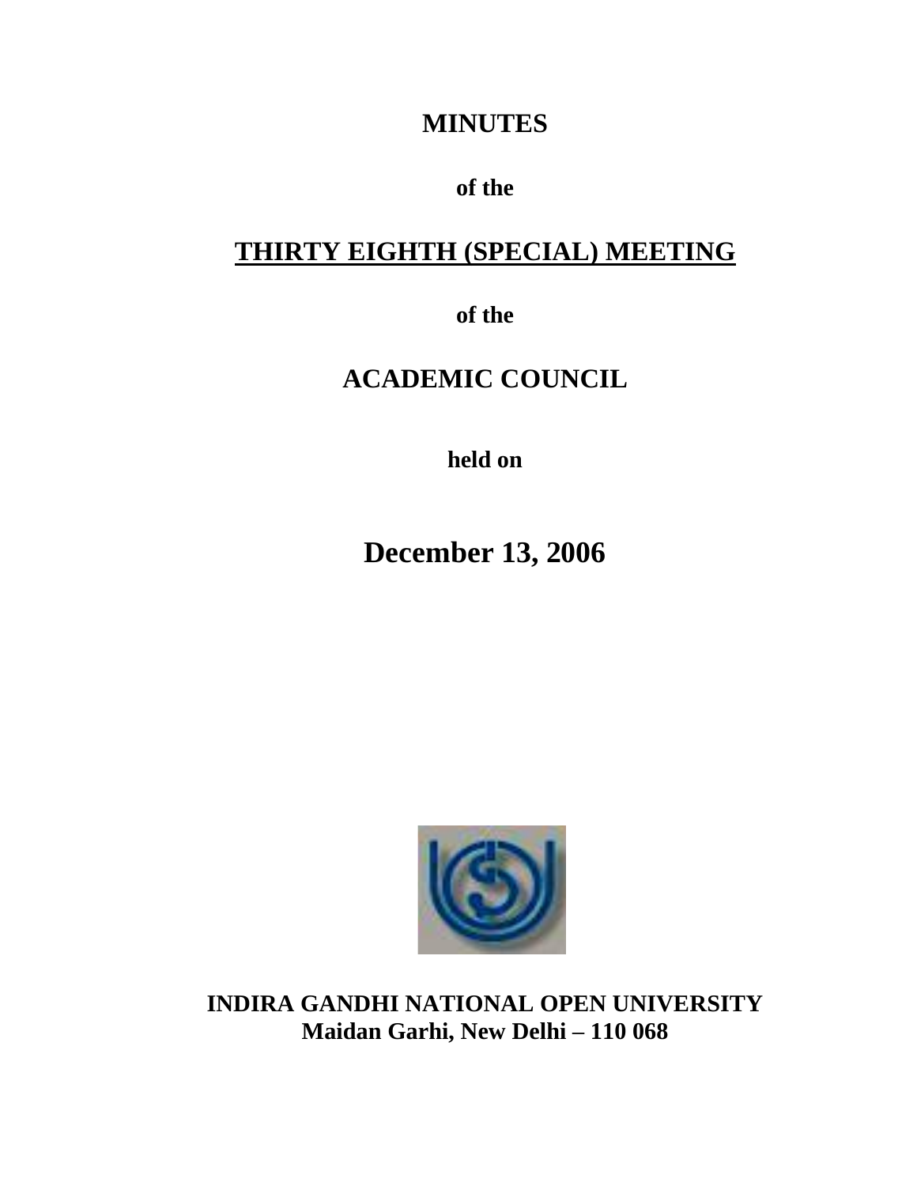# MINUTES

**of the**

## THIRTY EIGHTH (SPECIAL) MEETING

**of the**

## ACADEMIC COUNCIL

**held on**

# December 13, 2006

**INDIRA GANDHI NATIONAL OPEN UNIVERSITY**
**Maidan Garhi, New Delhi – 110 068**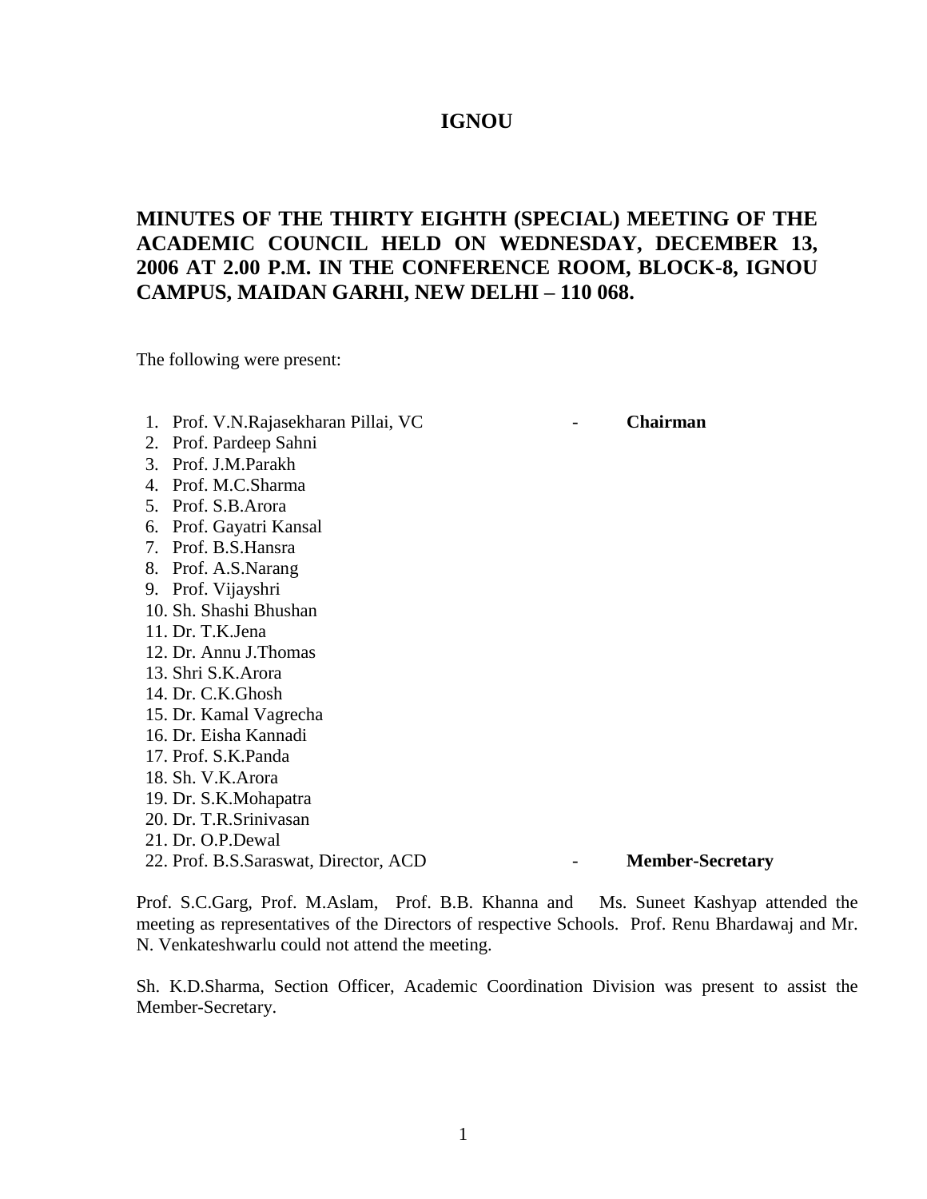# IGNOU

## MINUTES OF THE THIRTY EIGHTH (SPECIAL) MEETING OF THE ACADEMIC COUNCIL HELD ON WEDNESDAY, DECEMBER 13, 2006 AT 2.00 P.M. IN THE CONFERENCE ROOM, BLOCK-8, IGNOU CAMPUS, MAIDAN GARHI, NEW DELHI – 110 068.

The following were present:

1. Prof. V.N.Rajasekharan Pillai, VC - **Chairman**
2. Prof. Pardeep Sahni
3. Prof. J.M.Parakh
4. Prof. M.C.Sharma
5. Prof. S.B.Arora
6. Prof. Gayatri Kansal
7. Prof. B.S.Hansra
8. Prof. A.S.Narang
9. Prof. Vijayshri
10. Sh. Shashi Bhushan
11. Dr. T.K.Jena
12. Dr. Annu J.Thomas
13. Shri S.K.Arora
14. Dr. C.K.Ghosh
15. Dr. Kamal Vagrecha
16. Dr. Eisha Kannadi
17. Prof. S.K.Panda
18. Sh. V.K.Arora
19. Dr. S.K.Mohapatra
20. Dr. T.R.Srinivasan
21. Dr. O.P.Dewal
22. Prof. B.S.Saraswat, Director, ACD - **Member-Secretary**

Prof. S.C.Garg, Prof. M.Aslam, Prof. B.B. Khanna and Ms. Suneet Kashyap attended the meeting as representatives of the Directors of respective Schools. Prof. Renu Bhardawaj and Mr. N. Venkateshwarlu could not attend the meeting.

Sh. K.D.Sharma, Section Officer, Academic Coordination Division was present to assist the Member-Secretary.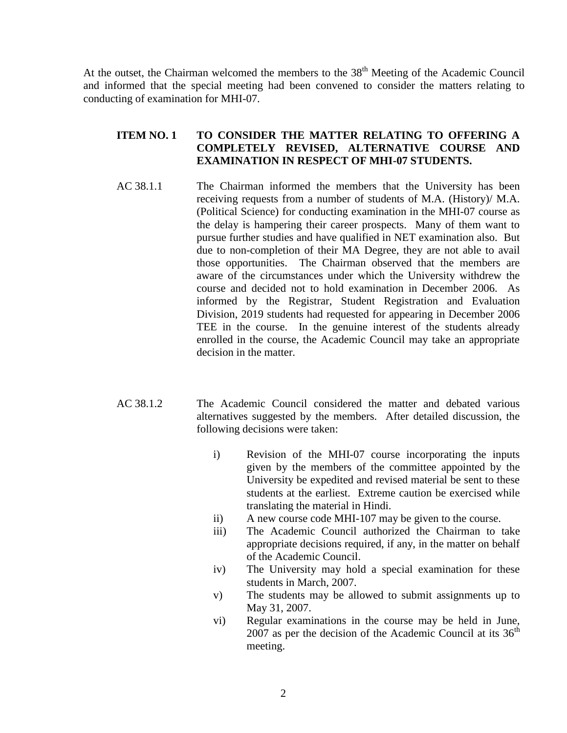At the outset, the Chairman welcomed the members to the 38th Meeting of the Academic Council and informed that the special meeting had been convened to consider the matters relating to conducting of examination for MHI-07.

**ITEM NO. 1 TO CONSIDER THE MATTER RELATING TO OFFERING A COMPLETELY REVISED, ALTERNATIVE COURSE AND EXAMINATION IN RESPECT OF MHI-07 STUDENTS.**

AC 38.1.1 The Chairman informed the members that the University has been receiving requests from a number of students of M.A. (History)/ M.A. (Political Science) for conducting examination in the MHI-07 course as the delay is hampering their career prospects. Many of them want to pursue further studies and have qualified in NET examination also. But due to non-completion of their MA Degree, they are not able to avail those opportunities. The Chairman observed that the members are aware of the circumstances under which the University withdrew the course and decided not to hold examination in December 2006. As informed by the Registrar, Student Registration and Evaluation Division, 2019 students had requested for appearing in December 2006 TEE in the course. In the genuine interest of the students already enrolled in the course, the Academic Council may take an appropriate decision in the matter.

AC 38.1.2 The Academic Council considered the matter and debated various alternatives suggested by the members. After detailed discussion, the following decisions were taken:

i) Revision of the MHI-07 course incorporating the inputs given by the members of the committee appointed by the University be expedited and revised material be sent to these students at the earliest. Extreme caution be exercised while translating the material in Hindi.

ii) A new course code MHI-107 may be given to the course.

iii) The Academic Council authorized the Chairman to take appropriate decisions required, if any, in the matter on behalf of the Academic Council.

iv) The University may hold a special examination for these students in March, 2007.

v) The students may be allowed to submit assignments up to May 31, 2007.

vi) Regular examinations in the course may be held in June, 2007 as per the decision of the Academic Council at its 36th meeting.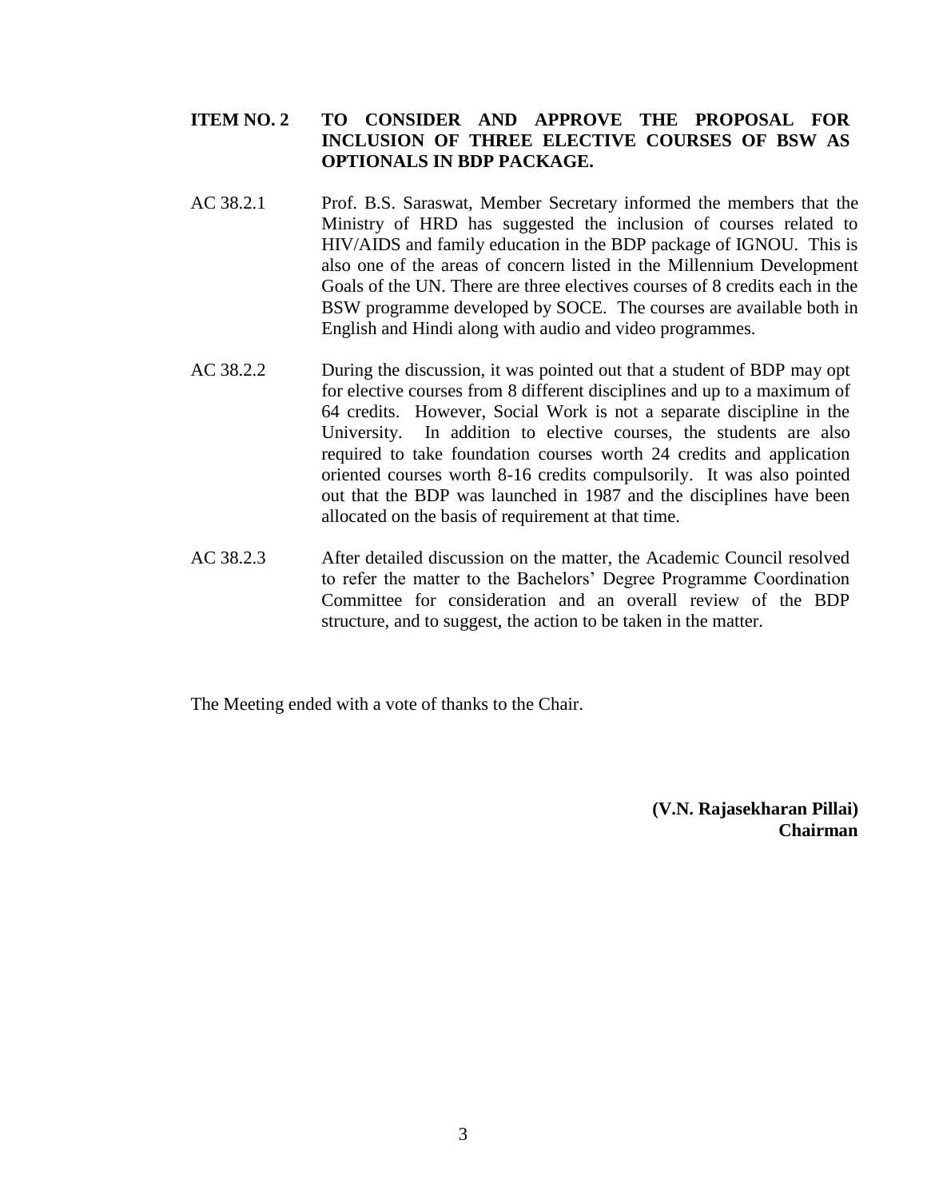**ITEM NO. 2 TO CONSIDER AND APPROVE THE PROPOSAL FOR INCLUSION OF THREE ELECTIVE COURSES OF BSW AS OPTIONALS IN BDP PACKAGE.**

AC 38.2.1 Prof. B.S. Saraswat, Member Secretary informed the members that the Ministry of HRD has suggested the inclusion of courses related to HIV/AIDS and family education in the BDP package of IGNOU. This is also one of the areas of concern listed in the Millennium Development Goals of the UN. There are three electives courses of 8 credits each in the BSW programme developed by SOCE. The courses are available both in English and Hindi along with audio and video programmes.

AC 38.2.2 During the discussion, it was pointed out that a student of BDP may opt for elective courses from 8 different disciplines and up to a maximum of 64 credits. However, Social Work is not a separate discipline in the University. In addition to elective courses, the students are also required to take foundation courses worth 24 credits and application oriented courses worth 8-16 credits compulsorily. It was also pointed out that the BDP was launched in 1987 and the disciplines have been allocated on the basis of requirement at that time.

AC 38.2.3 After detailed discussion on the matter, the Academic Council resolved to refer the matter to the Bachelors' Degree Programme Coordination Committee for consideration and an overall review of the BDP structure, and to suggest, the action to be taken in the matter.

The Meeting ended with a vote of thanks to the Chair.

**(V.N. Rajasekharan Pillai)**
**Chairman**